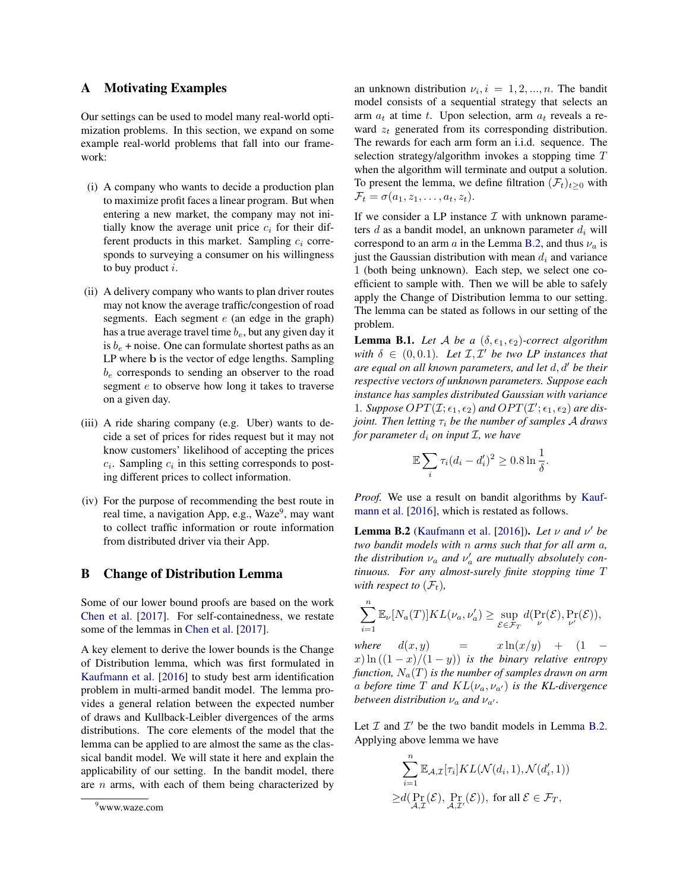## A Motivating Examples

Our settings can be used to model many real-world optimization problems. In this section, we expand on some example real-world problems that fall into our framework:

(i) A company who wants to decide a production plan to maximize profit faces a linear program. But when entering a new market, the company may not initially know the average unit price $c_i$ for their different products in this market. Sampling $c_i$ corresponds to surveying a consumer on his willingness to buy product $i$.

(ii) A delivery company who wants to plan driver routes may not know the average traffic/congestion of road segments. Each segment $e$ (an edge in the graph) has a true average travel time $b_e$, but any given day it is $b_e$ + noise. One can formulate shortest paths as an LP where $\mathbf{b}$ is the vector of edge lengths. Sampling $b_e$ corresponds to sending an observer to the road segment $e$ to observe how long it takes to traverse on a given day.

(iii) A ride sharing company (e.g. Uber) wants to decide a set of prices for rides request but it may not know customers' likelihood of accepting the prices $c_i$. Sampling $c_i$ in this setting corresponds to posting different prices to collect information.

(iv) For the purpose of recommending the best route in real time, a navigation App, e.g., Waze[9], may want to collect traffic information or route information from distributed driver via their App.

## B Change of Distribution Lemma

Some of our lower bound proofs are based on the work Chen et al. [2017]. For self-containedness, we restate some of the lemmas in Chen et al. [2017].

A key element to derive the lower bounds is the Change of Distribution lemma, which was first formulated in Kaufmann et al. [2016] to study best arm identification problem in multi-armed bandit model. The lemma provides a general relation between the expected number of draws and Kullback-Leibler divergences of the arms distributions. The core elements of the model that the lemma can be applied to are almost the same as the classical bandit model. We will state it here and explain the applicability of our setting. In the bandit model, there are $n$ arms, with each of them being characterized by an unknown distribution $\nu_i, i = 1, 2, ..., n$. The bandit model consists of a sequential strategy that selects an arm $a_t$ at time $t$. Upon selection, arm $a_t$ reveals a reward $z_t$ generated from its corresponding distribution. The rewards for each arm form an i.i.d. sequence. The selection strategy/algorithm invokes a stopping time $T$ when the algorithm will terminate and output a solution. To present the lemma, we define filtration $(\mathcal{F}_t)_{t\geq 0}$ with $\mathcal{F}_t = \sigma(a_1, z_1, \ldots, a_t, z_t)$.

If we consider a LP instance $\mathcal{I}$ with unknown parameters $d$ as a bandit model, an unknown parameter $d_i$ will correspond to an arm $a$ in the Lemma B.2, and thus $\nu_a$ is just the Gaussian distribution with mean $d_i$ and variance 1 (both being unknown). Each step, we select one coefficient to sample with. Then we will be able to safely apply the Change of Distribution lemma to our setting. The lemma can be stated as follows in our setting of the problem.

**Lemma B.1.** *Let $\mathcal{A}$ be a $(\delta, \epsilon_1, \epsilon_2)$-correct algorithm with $\delta \in (0, 0.1)$. Let $\mathcal{I}, \mathcal{I}'$ be two LP instances that are equal on all known parameters, and let $d, d'$ be their respective vectors of unknown parameters. Suppose each instance has samples distributed Gaussian with variance 1. Suppose $OPT(\mathcal{I}; \epsilon_1, \epsilon_2)$ and $OPT(\mathcal{I}'; \epsilon_1, \epsilon_2)$ are disjoint. Then letting $\tau_i$ be the number of samples $\mathcal{A}$ draws for parameter $d_i$ on input $\mathcal{I}$, we have*

$$\mathbb{E}\sum_i \tau_i (d_i - d_i')^2 \geq 0.8 \ln \frac{1}{\delta}.$$

*Proof.* We use a result on bandit algorithms by Kaufmann et al. [2016], which is restated as follows.

**Lemma B.2** (Kaufmann et al. [2016])**.** *Let $\nu$ and $\nu'$ be two bandit models with $n$ arms such that for all arm $a$, the distribution $\nu_a$ and $\nu_a'$ are mutually absolutely continuous. For any almost-surely finite stopping time $T$ with respect to $(\mathcal{F}_t)$,*

$$\sum_{i=1}^{n} \mathbb{E}_\nu[N_a(T)] KL(\nu_a, \nu_a') \geq \sup_{\mathcal{E}\in\mathcal{F}_T} d(\Pr_\nu(\mathcal{E}), \Pr_{\nu'}(\mathcal{E})),$$

*where $d(x, y) = x\ln(x/y) + (1 - x)\ln((1-x)/(1-y))$ is the binary relative entropy function, $N_a(T)$ is the number of samples drawn on arm $a$ before time $T$ and $KL(\nu_a, \nu_{a'})$ is the KL-divergence between distribution $\nu_a$ and $\nu_{a'}$.*

Let $\mathcal{I}$ and $\mathcal{I}'$ be the two bandit models in Lemma B.2. Applying above lemma we have

$$\sum_{i=1}^{n} \mathbb{E}_{\mathcal{A},\mathcal{I}}[\tau_i] KL(\mathcal{N}(d_i, 1), \mathcal{N}(d_i', 1))$$
$$\geq d(\Pr_{\mathcal{A},\mathcal{I}}(\mathcal{E}), \Pr_{\mathcal{A},\mathcal{I}'}(\mathcal{E})), \text{ for all } \mathcal{E} \in \mathcal{F}_T,$$

[9] www.waze.com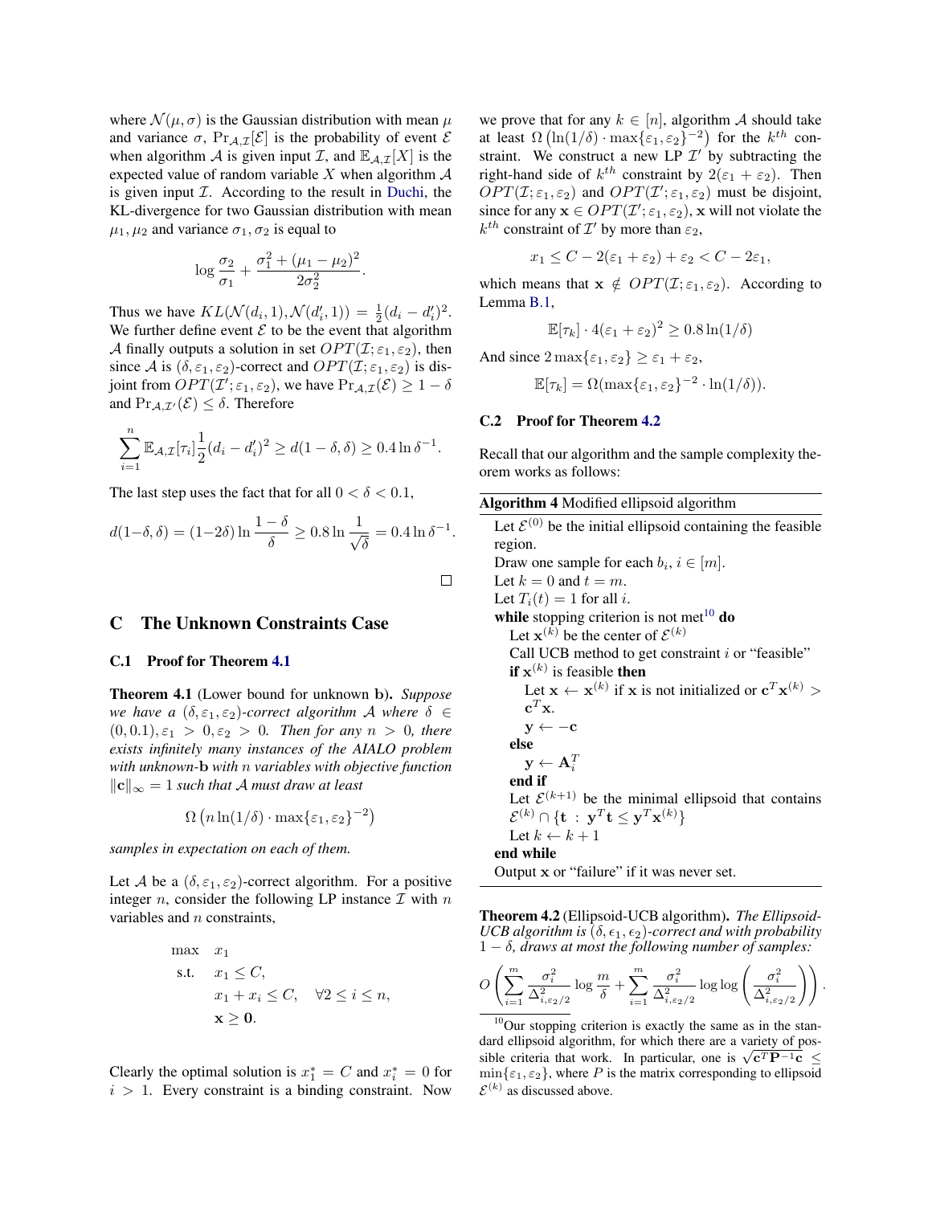where $\mathcal{N}(\mu, \sigma)$ is the Gaussian distribution with mean $\mu$ and variance $\sigma$, $\Pr_{\mathcal{A},\mathcal{I}}[\mathcal{E}]$ is the probability of event $\mathcal{E}$ when algorithm $\mathcal{A}$ is given input $\mathcal{I}$, and $\mathbb{E}_{\mathcal{A},\mathcal{I}}[X]$ is the expected value of random variable $X$ when algorithm $\mathcal{A}$ is given input $\mathcal{I}$. According to the result in Duchi, the KL-divergence for two Gaussian distribution with mean $\mu_1, \mu_2$ and variance $\sigma_1, \sigma_2$ is equal to

$$\log \frac{\sigma_2}{\sigma_1} + \frac{\sigma_1^2 + (\mu_1 - \mu_2)^2}{2\sigma_2^2}.$$

Thus we have $KL(\mathcal{N}(d_i, 1), \mathcal{N}(d_i', 1)) = \frac{1}{2}(d_i - d_i')^2$. We further define event $\mathcal{E}$ to be the event that algorithm $\mathcal{A}$ finally outputs a solution in set $OPT(\mathcal{I}; \varepsilon_1, \varepsilon_2)$, then since $\mathcal{A}$ is $(\delta, \varepsilon_1, \varepsilon_2)$-correct and $OPT(\mathcal{I}; \varepsilon_1, \varepsilon_2)$ is disjoint from $OPT(\mathcal{I}'; \varepsilon_1, \varepsilon_2)$, we have $\Pr_{\mathcal{A},\mathcal{I}}(\mathcal{E}) \geq 1 - \delta$ and $\Pr_{\mathcal{A},\mathcal{I}'}(\mathcal{E}) \leq \delta$. Therefore

$$\sum_{i=1}^{n} \mathbb{E}_{\mathcal{A},\mathcal{I}}[\tau_i] \frac{1}{2}(d_i - d_i')^2 \geq d(1-\delta, \delta) \geq 0.4 \ln \delta^{-1}.$$

The last step uses the fact that for all $0 < \delta < 0.1$,

$$d(1-\delta, \delta) = (1-2\delta) \ln \frac{1-\delta}{\delta} \geq 0.8 \ln \frac{1}{\sqrt{\delta}} = 0.4 \ln \delta^{-1}.$$

□

## C The Unknown Constraints Case

### C.1 Proof for Theorem 4.1

**Theorem 4.1** (Lower bound for unknown $\mathbf{b}$). *Suppose we have a $(\delta, \varepsilon_1, \varepsilon_2)$-correct algorithm $\mathcal{A}$ where $\delta \in (0, 0.1), \varepsilon_1 > 0, \varepsilon_2 > 0$. Then for any $n > 0$, there exists infinitely many instances of the AIALO problem with unknown-$\mathbf{b}$ with $n$ variables with objective function $\|\mathbf{c}\|_\infty = 1$ such that $\mathcal{A}$ must draw at least*

$$\Omega\left(n \ln(1/\delta) \cdot \max\{\varepsilon_1, \varepsilon_2\}^{-2}\right)$$

*samples in expectation on each of them.*

Let $\mathcal{A}$ be a $(\delta, \varepsilon_1, \varepsilon_2)$-correct algorithm. For a positive integer $n$, consider the following LP instance $\mathcal{I}$ with $n$ variables and $n$ constraints,

$$\begin{aligned}
\max \quad & x_1 \\
\text{s.t.} \quad & x_1 \leq C, \\
& x_1 + x_i \leq C, \quad \forall 2 \leq i \leq n, \\
& \mathbf{x} \geq \mathbf{0}.
\end{aligned}$$

Clearly the optimal solution is $x_1^* = C$ and $x_i^* = 0$ for $i > 1$. Every constraint is a binding constraint. Now we prove that for any $k \in [n]$, algorithm $\mathcal{A}$ should take at least $\Omega\left(\ln(1/\delta) \cdot \max\{\varepsilon_1, \varepsilon_2\}^{-2}\right)$ for the $k^{th}$ constraint. We construct a new LP $\mathcal{I}'$ by subtracting the right-hand side of $k^{th}$ constraint by $2(\varepsilon_1 + \varepsilon_2)$. Then $OPT(\mathcal{I}; \varepsilon_1, \varepsilon_2)$ and $OPT(\mathcal{I}'; \varepsilon_1, \varepsilon_2)$ must be disjoint, since for any $\mathbf{x} \in OPT(\mathcal{I}'; \varepsilon_1, \varepsilon_2)$, $\mathbf{x}$ will not violate the $k^{th}$ constraint of $\mathcal{I}'$ by more than $\varepsilon_2$,

$$x_1 \leq C - 2(\varepsilon_1 + \varepsilon_2) + \varepsilon_2 < C - 2\varepsilon_1,$$

which means that $\mathbf{x} \notin OPT(\mathcal{I}; \varepsilon_1, \varepsilon_2)$. According to Lemma B.1,

$$\mathbb{E}[\tau_k] \cdot 4(\varepsilon_1 + \varepsilon_2)^2 \geq 0.8 \ln(1/\delta)$$

And since $2\max\{\varepsilon_1, \varepsilon_2\} \geq \varepsilon_1 + \varepsilon_2$,

$$\mathbb{E}[\tau_k] = \Omega(\max\{\varepsilon_1, \varepsilon_2\}^{-2} \cdot \ln(1/\delta)).$$

### C.2 Proof for Theorem 4.2

Recall that our algorithm and the sample complexity theorem works as follows:

**Algorithm 4** Modified ellipsoid algorithm

> Let $\mathcal{E}^{(0)}$ be the initial ellipsoid containing the feasible region.
> Draw one sample for each $b_i$, $i \in [m]$.
> Let $k = 0$ and $t = m$.
> Let $T_i(t) = 1$ for all $i$.
> **while** stopping criterion is not met[10] **do**
>   Let $\mathbf{x}^{(k)}$ be the center of $\mathcal{E}^{(k)}$
>   Call UCB method to get constraint $i$ or "feasible"
>   **if** $\mathbf{x}^{(k)}$ is feasible **then**
>     Let $\mathbf{x} \leftarrow \mathbf{x}^{(k)}$ if $\mathbf{x}$ is not initialized or $\mathbf{c}^T\mathbf{x}^{(k)} > \mathbf{c}^T\mathbf{x}$.
>     $\mathbf{y} \leftarrow -\mathbf{c}$
>   **else**
>     $\mathbf{y} \leftarrow \mathbf{A}_i^T$
>   **end if**
>   Let $\mathcal{E}^{(k+1)}$ be the minimal ellipsoid that contains $\mathcal{E}^{(k)} \cap \{\mathbf{t} \,:\, \mathbf{y}^T\mathbf{t} \leq \mathbf{y}^T\mathbf{x}^{(k)}\}$
>   Let $k \leftarrow k + 1$
> **end while**
> Output $\mathbf{x}$ or "failure" if it was never set.

**Theorem 4.2** (Ellipsoid-UCB algorithm). *The Ellipsoid-UCB algorithm is $(\delta, \epsilon_1, \epsilon_2)$-correct and with probability $1 - \delta$, draws at most the following number of samples:*

$$O\left(\sum_{i=1}^{m} \frac{\sigma_i^2}{\Delta_{i,\varepsilon_2/2}^2} \log \frac{m}{\delta} + \sum_{i=1}^{m} \frac{\sigma_i^2}{\Delta_{i,\varepsilon_2/2}^2} \log\log\left(\frac{\sigma_i^2}{\Delta_{i,\varepsilon_2/2}^2}\right)\right).$$

[10] Our stopping criterion is exactly the same as in the standard ellipsoid algorithm, for which there are a variety of possible criteria that work. In particular, one is $\sqrt{\mathbf{c}^T\mathbf{P}^{-1}\mathbf{c}} \leq \min\{\varepsilon_1, \varepsilon_2\}$, where $P$ is the matrix corresponding to ellipsoid $\mathcal{E}^{(k)}$ as discussed above.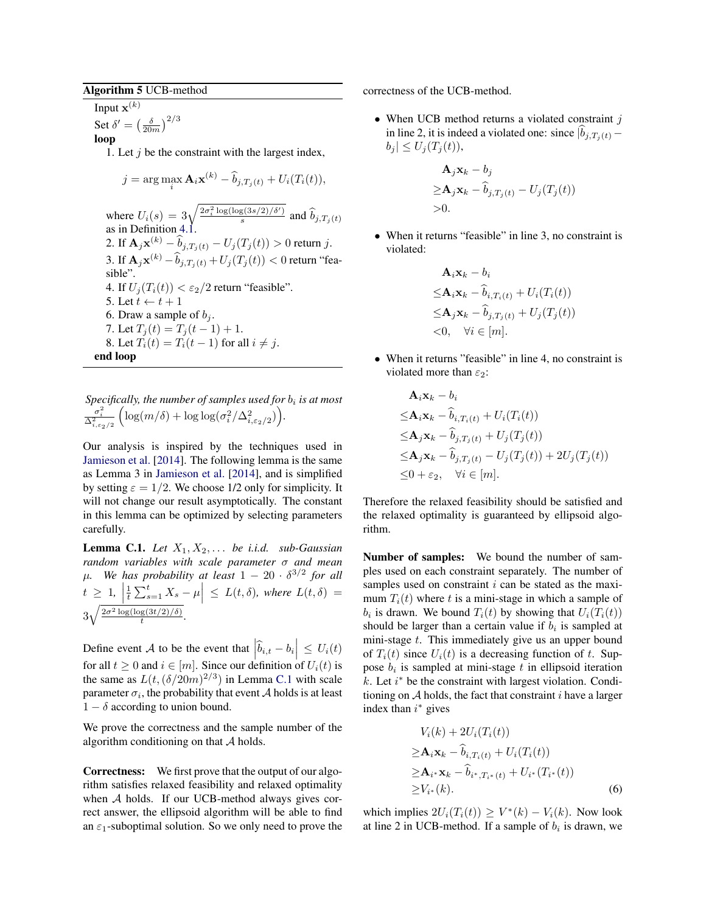**Algorithm 5** UCB-method

Input $\mathbf{x}^{(k)}$

Set $\delta' = \left(\frac{\delta}{20m}\right)^{2/3}$

**loop**

1. Let $j$ be the constraint with the largest index,

$$j = \arg\max_i \mathbf{A}_i \mathbf{x}^{(k)} - \widehat{b}_{j,T_j(t)} + U_i(T_i(t)),$$

where $U_i(s) = 3\sqrt{\frac{2\sigma_i^2 \log(\log(3s/2)/\delta')}{s}}$ and $\widehat{b}_{j,T_j(t)}$ as in Definition 4.1.

2. If $\mathbf{A}_j \mathbf{x}^{(k)} - \widehat{b}_{j,T_j(t)} - U_j(T_j(t)) > 0$ return $j$.
3. If $\mathbf{A}_j \mathbf{x}^{(k)} - \widehat{b}_{j,T_j(t)} + U_j(T_j(t)) < 0$ return "feasible".
4. If $U_j(T_i(t)) < \varepsilon_2/2$ return "feasible".
5. Let $t \leftarrow t + 1$
6. Draw a sample of $b_j$.
7. Let $T_j(t) = T_j(t-1) + 1$.
8. Let $T_i(t) = T_i(t-1)$ for all $i \neq j$.

**end loop**

*Specifically, the number of samples used for $b_i$ is at most $\frac{\sigma_i^2}{\Delta_{i,\varepsilon_2/2}^2}\left(\log(m/\delta) + \log\log(\sigma_i^2/\Delta_{i,\varepsilon_2/2}^2)\right)$.*

Our analysis is inspired by the techniques used in Jamieson et al. [2014]. The following lemma is the same as Lemma 3 in Jamieson et al. [2014], and is simplified by setting $\varepsilon = 1/2$. We choose 1/2 only for simplicity. It will not change our result asymptotically. The constant in this lemma can be optimized by selecting parameters carefully.

**Lemma C.1.** *Let $X_1, X_2, \ldots$ be i.i.d. sub-Gaussian random variables with scale parameter $\sigma$ and mean $\mu$. We has probability at least $1 - 20 \cdot \delta^{3/2}$ for all $t \geq 1$, $\left|\frac{1}{t}\sum_{s=1}^{t} X_s - \mu\right| \leq L(t, \delta)$, where $L(t, \delta) = 3\sqrt{\frac{2\sigma^2 \log(\log(3t/2)/\delta)}{t}}$.*

Define event $\mathcal{A}$ to be the event that $\left|\widehat{b}_{i,t} - b_i\right| \leq U_i(t)$ for all $t \geq 0$ and $i \in [m]$. Since our definition of $U_i(t)$ is the same as $L(t, (\delta/20m)^{2/3})$ in Lemma C.1 with scale parameter $\sigma_i$, the probability that event $\mathcal{A}$ holds is at least $1 - \delta$ according to union bound.

We prove the correctness and the sample number of the algorithm conditioning on that $\mathcal{A}$ holds.

**Correctness:** We first prove that the output of our algorithm satisfies relaxed feasibility and relaxed optimality when $\mathcal{A}$ holds. If our UCB-method always gives correct answer, the ellipsoid algorithm will be able to find an $\varepsilon_1$-suboptimal solution. So we only need to prove the correctness of the UCB-method.

- When UCB method returns a violated constraint $j$ in line 2, it is indeed a violated one: since $|\widehat{b}_{j,T_j(t)} - b_j| \leq U_j(T_j(t))$,

$$\begin{aligned}
&\mathbf{A}_j \mathbf{x}_k - b_j \\
\geq &\mathbf{A}_j \mathbf{x}_k - \widehat{b}_{j,T_j(t)} - U_j(T_j(t)) \\
> &0.
\end{aligned}$$

- When it returns "feasible" in line 3, no constraint is violated:

$$\begin{aligned}
&\mathbf{A}_i \mathbf{x}_k - b_i \\
\leq &\mathbf{A}_i \mathbf{x}_k - \widehat{b}_{i,T_i(t)} + U_i(T_i(t)) \\
\leq &\mathbf{A}_j \mathbf{x}_k - \widehat{b}_{j,T_j(t)} + U_j(T_j(t)) \\
< &0, \quad \forall i \in [m].
\end{aligned}$$

- When it returns "feasible" in line 4, no constraint is violated more than $\varepsilon_2$:

$$\begin{aligned}
&\mathbf{A}_i \mathbf{x}_k - b_i \\
\leq &\mathbf{A}_i \mathbf{x}_k - \widehat{b}_{i,T_i(t)} + U_i(T_i(t)) \\
\leq &\mathbf{A}_j \mathbf{x}_k - \widehat{b}_{j,T_j(t)} + U_j(T_j(t)) \\
\leq &\mathbf{A}_j \mathbf{x}_k - \widehat{b}_{j,T_j(t)} - U_j(T_j(t)) + 2U_j(T_j(t)) \\
\leq &0 + \varepsilon_2, \quad \forall i \in [m].
\end{aligned}$$

Therefore the relaxed feasibility should be satisfied and the relaxed optimality is guaranteed by ellipsoid algorithm.

**Number of samples:** We bound the number of samples used on each constraint separately. The number of samples used on constraint $i$ can be stated as the maximum $T_i(t)$ where $t$ is a mini-stage in which a sample of $b_i$ is drawn. We bound $T_i(t)$ by showing that $U_i(T_i(t))$ should be larger than a certain value if $b_i$ is sampled at mini-stage $t$. This immediately give us an upper bound of $T_i(t)$ since $U_i(t)$ is a decreasing function of $t$. Suppose $b_i$ is sampled at mini-stage $t$ in ellipsoid iteration $k$. Let $i^*$ be the constraint with largest violation. Conditioning on $\mathcal{A}$ holds, the fact that constraint $i$ have a larger index than $i^*$ gives

$$\begin{aligned}
&V_i(k) + 2U_i(T_i(t)) \\
\geq &\mathbf{A}_i \mathbf{x}_k - \widehat{b}_{i,T_i(t)} + U_i(T_i(t)) \\
\geq &\mathbf{A}_{i^*} \mathbf{x}_k - \widehat{b}_{i^*,T_{i^*}(t)} + U_{i^*}(T_{i^*}(t)) \\
\geq &V_{i^*}(k).
\end{aligned} \tag{6}$$

which implies $2U_i(T_i(t)) \geq V^*(k) - V_i(k)$. Now look at line 2 in UCB-method. If a sample of $b_i$ is drawn, we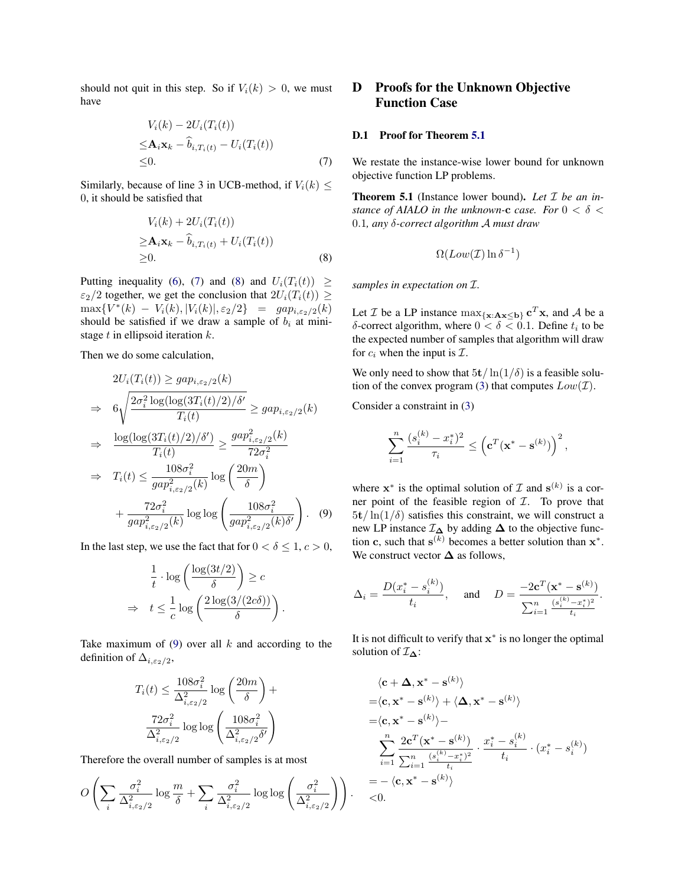should not quit in this step. So if $V_i(k) > 0$, we must have

$$
\begin{aligned}
&V_i(k) - 2U_i(T_i(t)) \\
\le& \mathbf{A}_i \mathbf{x}_k - \widehat{b}_{i,T_i(t)} - U_i(T_i(t)) \\
\le& 0. \qquad (7)
\end{aligned}
$$

Similarly, because of line 3 in UCB-method, if $V_i(k) \le 0$, it should be satisfied that

$$
\begin{aligned}
&V_i(k) + 2U_i(T_i(t)) \\
\ge& \mathbf{A}_i \mathbf{x}_k - \widehat{b}_{i,T_i(t)} + U_i(T_i(t)) \\
\ge& 0. \qquad (8)
\end{aligned}
$$

Putting inequality (6), (7) and (8) and $U_i(T_i(t)) \ge \varepsilon_2/2$ together, we get the conclusion that $2U_i(T_i(t)) \ge \max\{V^*(k) - V_i(k), |V_i(k)|, \varepsilon_2/2\} = gap_{i,\varepsilon_2/2}(k)$ should be satisfied if we draw a sample of $b_i$ at mini-stage $t$ in ellipsoid iteration $k$.

Then we do some calculation,

$$
\begin{aligned}
& 2U_i(T_i(t)) \ge gap_{i,\varepsilon_2/2}(k) \\
\Rightarrow \quad & 6\sqrt{\frac{2\sigma_i^2 \log(\log(3T_i(t)/2)/\delta')}{T_i(t)}} \ge gap_{i,\varepsilon_2/2}(k) \\
\Rightarrow \quad & \frac{\log(\log(3T_i(t)/2)/\delta')}{T_i(t)} \ge \frac{gap^2_{i,\varepsilon_2/2}(k)}{72\sigma_i^2} \\
\Rightarrow \quad & T_i(t) \le \frac{108\sigma_i^2}{gap^2_{i,\varepsilon_2/2}(k)} \log\left(\frac{20m}{\delta}\right) \\
& + \frac{72\sigma_i^2}{gap^2_{i,\varepsilon_2/2}(k)} \log\log\left(\frac{108\sigma_i^2}{gap^2_{i,\varepsilon_2/2}(k)\delta'}\right). \quad (9)
\end{aligned}
$$

In the last step, we use the fact that for $0 < \delta \le 1$, $c > 0$,

$$
\begin{aligned}
& \frac{1}{t} \cdot \log\left(\frac{\log(3t/2)}{\delta}\right) \ge c \\
\Rightarrow \quad & t \le \frac{1}{c} \log\left(\frac{2\log(3/(2c\delta))}{\delta}\right).
\end{aligned}
$$

Take maximum of (9) over all $k$ and according to the definition of $\Delta_{i,\varepsilon_2/2}$,

$$
\begin{aligned}
T_i(t) \le& \frac{108\sigma_i^2}{\Delta^2_{i,\varepsilon_2/2}} \log\left(\frac{20m}{\delta}\right) + \\
& \frac{72\sigma_i^2}{\Delta^2_{i,\varepsilon_2/2}} \log\log\left(\frac{108\sigma_i^2}{\Delta^2_{i,\varepsilon_2/2}\delta'}\right)
\end{aligned}
$$

Therefore the overall number of samples is at most

$$
O\left(\sum_i \frac{\sigma_i^2}{\Delta^2_{i,\varepsilon_2/2}} \log\frac{m}{\delta} + \sum_i \frac{\sigma_i^2}{\Delta^2_{i,\varepsilon_2/2}} \log\log\left(\frac{\sigma_i^2}{\Delta^2_{i,\varepsilon_2/2}}\right)\right).
$$

# D Proofs for the Unknown Objective Function Case

## D.1 Proof for Theorem 5.1

We restate the instance-wise lower bound for unknown objective function LP problems.

**Theorem 5.1** (Instance lower bound). *Let $\mathcal{I}$ be an instance of AIALO in the unknown-$\mathbf{c}$ case. For $0 < \delta < 0.1$, any $\delta$-correct algorithm $\mathcal{A}$ must draw*

$$
\Omega(Low(\mathcal{I}) \ln \delta^{-1})
$$

*samples in expectation on $\mathcal{I}$.*

Let $\mathcal{I}$ be a LP instance $\max_{\{\mathbf{x}:\mathbf{A}\mathbf{x}\le\mathbf{b}\}} \mathbf{c}^T\mathbf{x}$, and $\mathcal{A}$ be a $\delta$-correct algorithm, where $0 < \delta < 0.1$. Define $t_i$ to be the expected number of samples that algorithm will draw for $c_i$ when the input is $\mathcal{I}$.

We only need to show that $5\mathbf{t}/\ln(1/\delta)$ is a feasible solution of the convex program (3) that computes $Low(\mathcal{I})$.

Consider a constraint in (3)

$$
\sum_{i=1}^n \frac{(s_i^{(k)} - x_i^*)^2}{\tau_i} \le \left(\mathbf{c}^T(\mathbf{x}^* - \mathbf{s}^{(k)})\right)^2,
$$

where $\mathbf{x}^*$ is the optimal solution of $\mathcal{I}$ and $\mathbf{s}^{(k)}$ is a corner point of the feasible region of $\mathcal{I}$. To prove that $5\mathbf{t}/\ln(1/\delta)$ satisfies this constraint, we will construct a new LP instance $\mathcal{I}_{\boldsymbol{\Delta}}$ by adding $\boldsymbol{\Delta}$ to the objective function $\mathbf{c}$, such that $\mathbf{s}^{(k)}$ becomes a better solution than $\mathbf{x}^*$. We construct vector $\boldsymbol{\Delta}$ as follows,

$$
\Delta_i = \frac{D(x_i^* - s_i^{(k)})}{t_i}, \quad \text{and} \quad D = \frac{-2\mathbf{c}^T(\mathbf{x}^* - \mathbf{s}^{(k)})}{\sum_{i=1}^n \frac{(s_i^{(k)} - x_i^*)^2}{t_i}}.
$$

It is not difficult to verify that $\mathbf{x}^*$ is no longer the optimal solution of $\mathcal{I}_{\boldsymbol{\Delta}}$:

$$
\begin{aligned}
& \langle \mathbf{c} + \boldsymbol{\Delta}, \mathbf{x}^* - \mathbf{s}^{(k)} \rangle \\
=& \langle \mathbf{c}, \mathbf{x}^* - \mathbf{s}^{(k)} \rangle + \langle \boldsymbol{\Delta}, \mathbf{x}^* - \mathbf{s}^{(k)} \rangle \\
=& \langle \mathbf{c}, \mathbf{x}^* - \mathbf{s}^{(k)} \rangle - \\
& \sum_{i=1}^n \frac{2\mathbf{c}^T(\mathbf{x}^* - \mathbf{s}^{(k)})}{\sum_{i=1}^n \frac{(s_i^{(k)} - x_i^*)^2}{t_i}} \cdot \frac{x_i^* - s_i^{(k)}}{t_i} \cdot (x_i^* - s_i^{(k)}) \\
=& -\langle \mathbf{c}, \mathbf{x}^* - \mathbf{s}^{(k)} \rangle \\
<& 0.
\end{aligned}
$$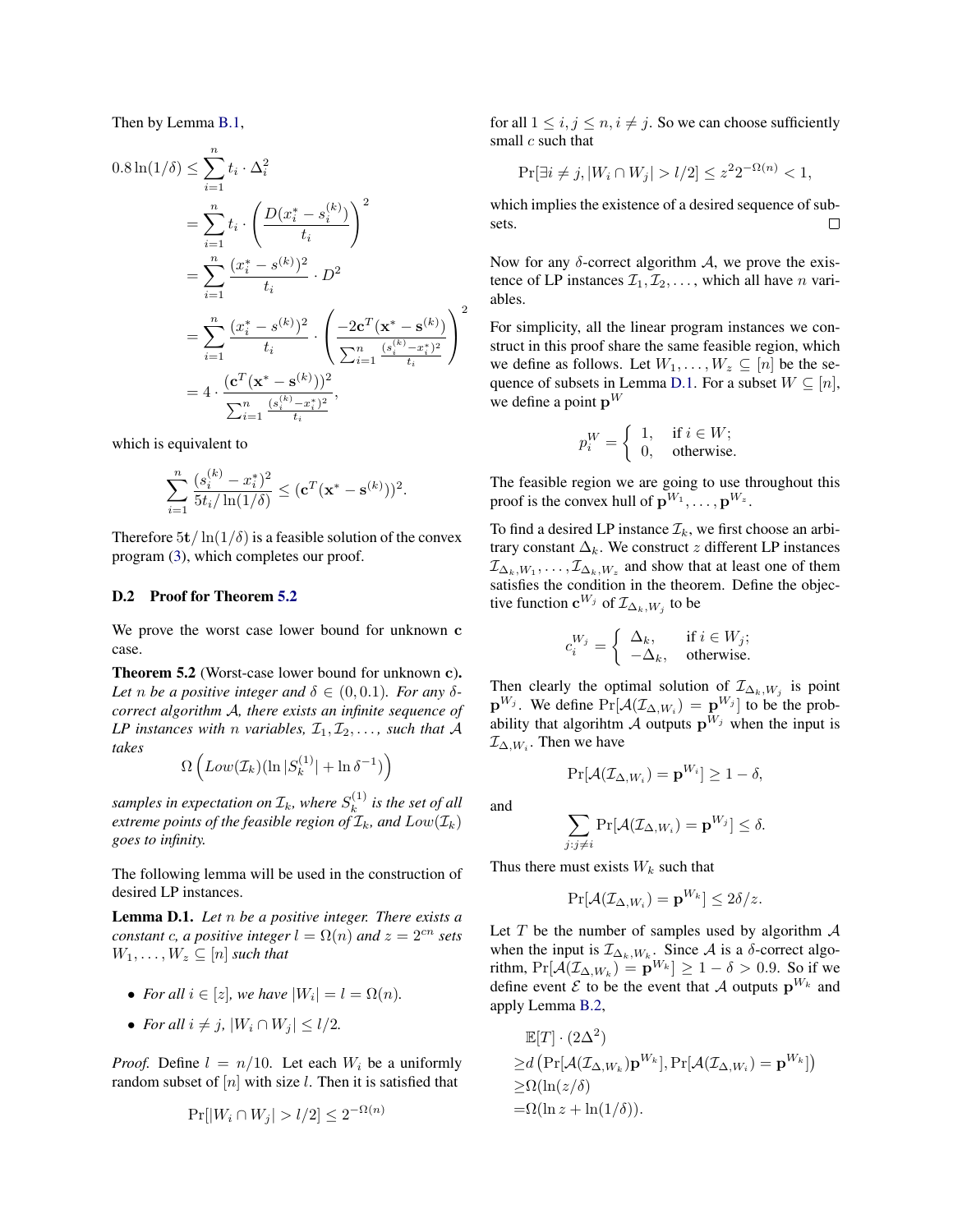Then by Lemma B.1,

$$
\begin{aligned}
0.8\ln(1/\delta) &\le \sum_{i=1}^{n} t_i \cdot \Delta_i^2 \\
&= \sum_{i=1}^{n} t_i \cdot \left(\frac{D(x_i^* - s_i^{(k)})}{t_i}\right)^2 \\
&= \sum_{i=1}^{n} \frac{(x_i^* - s^{(k)})^2}{t_i} \cdot D^2 \\
&= \sum_{i=1}^{n} \frac{(x_i^* - s^{(k)})^2}{t_i} \cdot \left(\frac{-2\mathbf{c}^T(\mathbf{x}^* - \mathbf{s}^{(k)})}{\sum_{i=1}^{n} \frac{(s_i^{(k)} - x_i^*)^2}{t_i}}\right)^2 \\
&= 4 \cdot \frac{(\mathbf{c}^T(\mathbf{x}^* - \mathbf{s}^{(k)}))^2}{\sum_{i=1}^{n} \frac{(s_i^{(k)} - x_i^*)^2}{t_i}},
\end{aligned}
$$

which is equivalent to

$$
\sum_{i=1}^{n} \frac{(s_i^{(k)} - x_i^*)^2}{5t_i/\ln(1/\delta)} \le (\mathbf{c}^T(\mathbf{x}^* - \mathbf{s}^{(k)}))^2.
$$

Therefore $5\mathbf{t}/\ln(1/\delta)$ is a feasible solution of the convex program (3), which completes our proof.

### D.2 Proof for Theorem 5.2

We prove the worst case lower bound for unknown $\mathbf{c}$ case.

**Theorem 5.2** (Worst-case lower bound for unknown $\mathbf{c}$)**.** *Let $n$ be a positive integer and $\delta \in (0, 0.1)$. For any $\delta$-correct algorithm $\mathcal{A}$, there exists an infinite sequence of LP instances with $n$ variables, $\mathcal{I}_1, \mathcal{I}_2, \ldots$, such that $\mathcal{A}$ takes*

$$
\Omega\left(Low(\mathcal{I}_k)(\ln|S_k^{(1)}| + \ln \delta^{-1})\right)
$$

*samples in expectation on $\mathcal{I}_k$, where $S_k^{(1)}$ is the set of all extreme points of the feasible region of $\mathcal{I}_k$, and $Low(\mathcal{I}_k)$ goes to infinity.*

The following lemma will be used in the construction of desired LP instances.

**Lemma D.1.** *Let $n$ be a positive integer. There exists a constant $c$, a positive integer $l = \Omega(n)$ and $z = 2^{cn}$ sets $W_1, \ldots, W_z \subseteq [n]$ such that*

- *For all $i \in [z]$, we have $|W_i| = l = \Omega(n)$.*
- *For all $i \neq j$, $|W_i \cap W_j| \le l/2$.*

*Proof.* Define $l = n/10$. Let each $W_i$ be a uniformly random subset of $[n]$ with size $l$. Then it is satisfied that

$$
\Pr[|W_i \cap W_j| > l/2] \le 2^{-\Omega(n)}
$$

for all $1 \le i, j \le n, i \neq j$. So we can choose sufficiently small $c$ such that

$$
\Pr[\exists i \neq j, |W_i \cap W_j| > l/2] \le z^2 2^{-\Omega(n)} < 1,
$$

which implies the existence of a desired sequence of subsets. □

Now for any $\delta$-correct algorithm $\mathcal{A}$, we prove the existence of LP instances $\mathcal{I}_1, \mathcal{I}_2, \ldots$, which all have $n$ variables.

For simplicity, all the linear program instances we construct in this proof share the same feasible region, which we define as follows. Let $W_1, \ldots, W_z \subseteq [n]$ be the sequence of subsets in Lemma D.1. For a subset $W \subseteq [n]$, we define a point $\mathbf{p}^W$

$$
p_i^W = \begin{cases} 1, & \text{if } i \in W; \\ 0, & \text{otherwise.} \end{cases}
$$

The feasible region we are going to use throughout this proof is the convex hull of $\mathbf{p}^{W_1}, \ldots, \mathbf{p}^{W_z}$.

To find a desired LP instance $\mathcal{I}_k$, we first choose an arbitrary constant $\Delta_k$. We construct $z$ different LP instances $\mathcal{I}_{\Delta_k, W_1}, \ldots, \mathcal{I}_{\Delta_k, W_z}$ and show that at least one of them satisfies the condition in the theorem. Define the objective function $\mathbf{c}^{W_j}$ of $\mathcal{I}_{\Delta_k, W_j}$ to be

$$
c_i^{W_j} = \begin{cases} \Delta_k, & \text{if } i \in W_j; \\ -\Delta_k, & \text{otherwise.} \end{cases}
$$

Then clearly the optimal solution of $\mathcal{I}_{\Delta_k, W_j}$ is point $\mathbf{p}^{W_j}$. We define $\Pr[\mathcal{A}(\mathcal{I}_{\Delta, W_i}) = \mathbf{p}^{W_j}]$ to be the probability that algorihtm $\mathcal{A}$ outputs $\mathbf{p}^{W_j}$ when the input is $\mathcal{I}_{\Delta, W_i}$. Then we have

$$
\Pr[\mathcal{A}(\mathcal{I}_{\Delta, W_i}) = \mathbf{p}^{W_i}] \ge 1 - \delta,
$$

and

$$
\sum_{j: j \neq i} \Pr[\mathcal{A}(\mathcal{I}_{\Delta, W_i}) = \mathbf{p}^{W_j}] \le \delta.
$$

Thus there must exists $W_k$ such that

$$
\Pr[\mathcal{A}(\mathcal{I}_{\Delta, W_i}) = \mathbf{p}^{W_k}] \le 2\delta/z.
$$

Let $T$ be the number of samples used by algorithm $\mathcal{A}$ when the input is $\mathcal{I}_{\Delta_k, W_k}$. Since $\mathcal{A}$ is a $\delta$-correct algorithm, $\Pr[\mathcal{A}(\mathcal{I}_{\Delta, W_k}) = \mathbf{p}^{W_k}] \ge 1 - \delta > 0.9$. So if we define event $\mathcal{E}$ to be the event that $\mathcal{A}$ outputs $\mathbf{p}^{W_k}$ and apply Lemma B.2,

$$
\begin{aligned}
&\mathbb{E}[T] \cdot (2\Delta^2) \\
\ge& d\left(\Pr[\mathcal{A}(\mathcal{I}_{\Delta, W_k})\mathbf{p}^{W_k}], \Pr[\mathcal{A}(\mathcal{I}_{\Delta, W_i}) = \mathbf{p}^{W_k}]\right) \\
\ge& \Omega(\ln(z/\delta)) \\
=& \Omega(\ln z + \ln(1/\delta)).
\end{aligned}
$$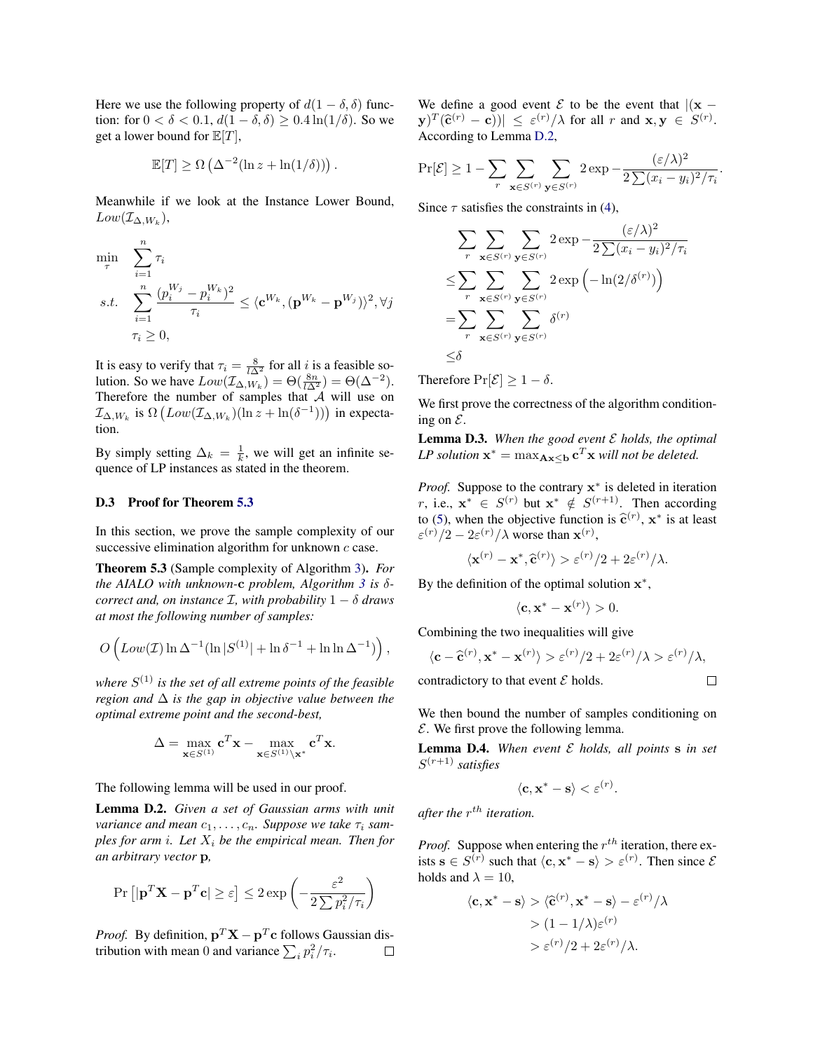Here we use the following property of $d(1-\delta,\delta)$ function: for $0<\delta<0.1$, $d(1-\delta,\delta)\geq 0.4\ln(1/\delta)$. So we get a lower bound for $\mathbb{E}[T]$,

$$\mathbb{E}[T] \geq \Omega\left(\Delta^{-2}(\ln z + \ln(1/\delta))\right).$$

Meanwhile if we look at the Instance Lower Bound, $Low(\mathcal{I}_{\Delta,W_k})$,

$$\begin{aligned}
\min_{\tau} \quad & \sum_{i=1}^{n} \tau_i \\
s.t. \quad & \sum_{i=1}^{n} \frac{(p_i^{W_j} - p_i^{W_k})^2}{\tau_i} \leq \langle \mathbf{c}^{W_k}, (\mathbf{p}^{W_k} - \mathbf{p}^{W_j}) \rangle^2, \forall j \\
& \tau_i \geq 0,
\end{aligned}$$

It is easy to verify that $\tau_i = \frac{8}{l\Delta^2}$ for all $i$ is a feasible solution. So we have $Low(\mathcal{I}_{\Delta,W_k}) = \Theta(\frac{8n}{l\Delta^2}) = \Theta(\Delta^{-2})$. Therefore the number of samples that $\mathcal{A}$ will use on $\mathcal{I}_{\Delta,W_k}$ is $\Omega\left(Low(\mathcal{I}_{\Delta,W_k})(\ln z + \ln(\delta^{-1}))\right)$ in expectation.

By simply setting $\Delta_k = \frac{1}{k}$, we will get an infinite sequence of LP instances as stated in the theorem.

### D.3 Proof for Theorem 5.3

In this section, we prove the sample complexity of our successive elimination algorithm for unknown $c$ case.

**Theorem 5.3** (Sample complexity of Algorithm 3). *For the AIALO with unknown-$\mathbf{c}$ problem, Algorithm 3 is $\delta$-correct and, on instance $\mathcal{I}$, with probability $1-\delta$ draws at most the following number of samples:*

$$O\left(Low(\mathcal{I})\ln\Delta^{-1}(\ln|S^{(1)}| + \ln\delta^{-1} + \ln\ln\Delta^{-1})\right),$$

*where $S^{(1)}$ is the set of all extreme points of the feasible region and $\Delta$ is the gap in objective value between the optimal extreme point and the second-best,*

$$\Delta = \max_{\mathbf{x}\in S^{(1)}} \mathbf{c}^T\mathbf{x} - \max_{\mathbf{x}\in S^{(1)}\setminus\mathbf{x}^*} \mathbf{c}^T\mathbf{x}.$$

The following lemma will be used in our proof.

**Lemma D.2.** *Given a set of Gaussian arms with unit variance and mean $c_1,\ldots,c_n$. Suppose we take $\tau_i$ samples for arm $i$. Let $X_i$ be the empirical mean. Then for an arbitrary vector $\mathbf{p}$,*

$$\Pr\left[|\mathbf{p}^T\mathbf{X} - \mathbf{p}^T\mathbf{c}| \geq \varepsilon\right] \leq 2\exp\left(-\frac{\varepsilon^2}{2\sum p_i^2/\tau_i}\right)$$

*Proof.* By definition, $\mathbf{p}^T\mathbf{X} - \mathbf{p}^T\mathbf{c}$ follows Gaussian distribution with mean 0 and variance $\sum_i p_i^2/\tau_i$. □

We define a good event $\mathcal{E}$ to be the event that $|(\mathbf{x}-\mathbf{y})^T(\widehat{\mathbf{c}}^{(r)} - \mathbf{c}))| \leq \varepsilon^{(r)}/\lambda$ for all $r$ and $\mathbf{x},\mathbf{y} \in S^{(r)}$. According to Lemma D.2,

$$\Pr[\mathcal{E}] \geq 1 - \sum_r \sum_{\mathbf{x}\in S^{(r)}} \sum_{\mathbf{y}\in S^{(r)}} 2\exp -\frac{(\varepsilon/\lambda)^2}{2\sum(x_i-y_i)^2/\tau_i}.$$

Since $\tau$ satisfies the constraints in (4),

$$\begin{aligned}
&\sum_r \sum_{\mathbf{x}\in S^{(r)}} \sum_{\mathbf{y}\in S^{(r)}} 2\exp -\frac{(\varepsilon/\lambda)^2}{2\sum(x_i-y_i)^2/\tau_i} \\
\leq &\sum_r \sum_{\mathbf{x}\in S^{(r)}} \sum_{\mathbf{y}\in S^{(r)}} 2\exp\left(-\ln(2/\delta^{(r)})\right) \\
= &\sum_r \sum_{\mathbf{x}\in S^{(r)}} \sum_{\mathbf{y}\in S^{(r)}} \delta^{(r)} \\
\leq &\delta
\end{aligned}$$

Therefore $\Pr[\mathcal{E}] \geq 1-\delta$.

We first prove the correctness of the algorithm conditioning on $\mathcal{E}$.

**Lemma D.3.** *When the good event $\mathcal{E}$ holds, the optimal LP solution $\mathbf{x}^* = \max_{\mathbf{A}\mathbf{x}\leq\mathbf{b}} \mathbf{c}^T\mathbf{x}$ will not be deleted.*

*Proof.* Suppose to the contrary $\mathbf{x}^*$ is deleted in iteration $r$, i.e., $\mathbf{x}^* \in S^{(r)}$ but $\mathbf{x}^* \notin S^{(r+1)}$. Then according to (5), when the objective function is $\widehat{\mathbf{c}}^{(r)}$, $\mathbf{x}^*$ is at least $\varepsilon^{(r)}/2 - 2\varepsilon^{(r)}/\lambda$ worse than $\mathbf{x}^{(r)}$,

$$\langle \mathbf{x}^{(r)} - \mathbf{x}^*, \widehat{\mathbf{c}}^{(r)} \rangle > \varepsilon^{(r)}/2 + 2\varepsilon^{(r)}/\lambda.$$

By the definition of the optimal solution $\mathbf{x}^*$,

$$\langle \mathbf{c}, \mathbf{x}^* - \mathbf{x}^{(r)} \rangle > 0.$$

Combining the two inequalities will give

$$\langle \mathbf{c} - \widehat{\mathbf{c}}^{(r)}, \mathbf{x}^* - \mathbf{x}^{(r)} \rangle > \varepsilon^{(r)}/2 + 2\varepsilon^{(r)}/\lambda > \varepsilon^{(r)}/\lambda,$$

contradictory to that event $\mathcal{E}$ holds. □

We then bound the number of samples conditioning on $\mathcal{E}$. We first prove the following lemma.

**Lemma D.4.** *When event $\mathcal{E}$ holds, all points $\mathbf{s}$ in set $S^{(r+1)}$ satisfies*

$$\langle \mathbf{c}, \mathbf{x}^* - \mathbf{s} \rangle < \varepsilon^{(r)}.$$

*after the $r^{th}$ iteration.*

*Proof.* Suppose when entering the $r^{th}$ iteration, there exists $\mathbf{s} \in S^{(r)}$ such that $\langle \mathbf{c}, \mathbf{x}^* - \mathbf{s} \rangle > \varepsilon^{(r)}$. Then since $\mathcal{E}$ holds and $\lambda = 10$,

$$\begin{aligned}
\langle \mathbf{c}, \mathbf{x}^* - \mathbf{s} \rangle &> \langle \widehat{\mathbf{c}}^{(r)}, \mathbf{x}^* - \mathbf{s} \rangle - \varepsilon^{(r)}/\lambda \\
&> (1 - 1/\lambda)\varepsilon^{(r)} \\
&> \varepsilon^{(r)}/2 + 2\varepsilon^{(r)}/\lambda.
\end{aligned}$$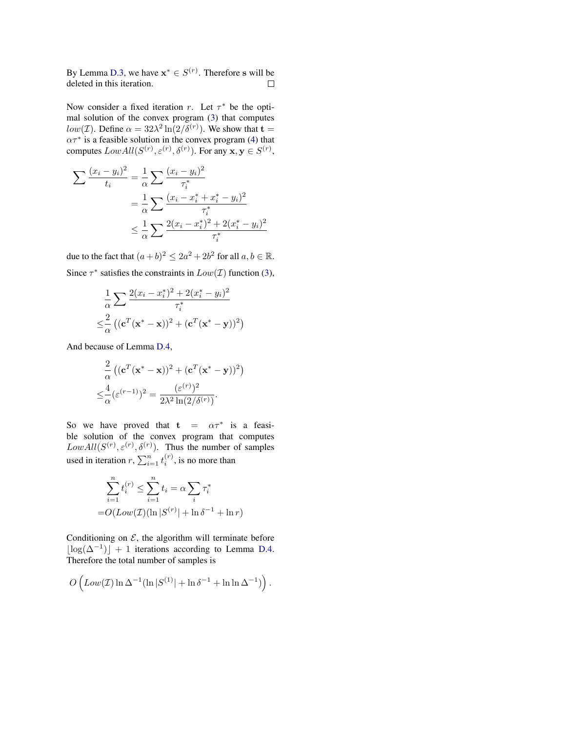By Lemma D.3, we have $\mathbf{x}^* \in S^{(r)}$. Therefore $\mathbf{s}$ will be deleted in this iteration. $\square$

Now consider a fixed iteration $r$. Let $\tau^*$ be the optimal solution of the convex program (3) that computes $low(\mathcal{I})$. Define $\alpha = 32\lambda^2 \ln(2/\delta^{(r)})$. We show that $\mathbf{t} = \alpha\tau^*$ is a feasible solution in the convex program (4) that computes $LowAll(S^{(r)}, \varepsilon^{(r)}, \delta^{(r)})$. For any $\mathbf{x}, \mathbf{y} \in S^{(r)}$,

$$
\begin{aligned}
\sum \frac{(x_i - y_i)^2}{t_i} &= \frac{1}{\alpha} \sum \frac{(x_i - y_i)^2}{\tau_i^*} \\
&= \frac{1}{\alpha} \sum \frac{(x_i - x_i^* + x_i^* - y_i)^2}{\tau_i^*} \\
&\leq \frac{1}{\alpha} \sum \frac{2(x_i - x_i^*)^2 + 2(x_i^* - y_i)^2}{\tau_i^*}
\end{aligned}
$$

due to the fact that $(a+b)^2 \leq 2a^2 + 2b^2$ for all $a, b \in \mathbb{R}$.

Since $\tau^*$ satisfies the constraints in $Low(\mathcal{I})$ function (3),

$$
\begin{aligned}
&\frac{1}{\alpha} \sum \frac{2(x_i - x_i^*)^2 + 2(x_i^* - y_i)^2}{\tau_i^*} \\
\leq &\frac{2}{\alpha} \left( (\mathbf{c}^T(\mathbf{x}^* - \mathbf{x}))^2 + (\mathbf{c}^T(\mathbf{x}^* - \mathbf{y}))^2 \right)
\end{aligned}
$$

And because of Lemma D.4,

$$
\begin{aligned}
&\frac{2}{\alpha} \left( (\mathbf{c}^T(\mathbf{x}^* - \mathbf{x}))^2 + (\mathbf{c}^T(\mathbf{x}^* - \mathbf{y}))^2 \right) \\
\leq &\frac{4}{\alpha} (\varepsilon^{(r-1)})^2 = \frac{(\varepsilon^{(r)})^2}{2\lambda^2 \ln(2/\delta^{(r)})}.
\end{aligned}
$$

So we have proved that $\mathbf{t} = \alpha\tau^*$ is a feasible solution of the convex program that computes $LowAll(S^{(r)}, \varepsilon^{(r)}, \delta^{(r)})$. Thus the number of samples used in iteration $r$, $\sum_{i=1}^n t_i^{(r)}$, is no more than

$$
\begin{aligned}
&\sum_{i=1}^n t_i^{(r)} \leq \sum_{i=1}^n t_i = \alpha \sum_i \tau_i^* \\
= &O(Low(\mathcal{I})(\ln |S^{(r)}| + \ln \delta^{-1} + \ln r)
\end{aligned}
$$

Conditioning on $\mathcal{E}$, the algorithm will terminate before $\lfloor \log(\Delta^{-1}) \rfloor + 1$ iterations according to Lemma D.4. Therefore the total number of samples is

$$
O\left( Low(\mathcal{I}) \ln \Delta^{-1} (\ln |S^{(1)}| + \ln \delta^{-1} + \ln \ln \Delta^{-1}) \right).
$$